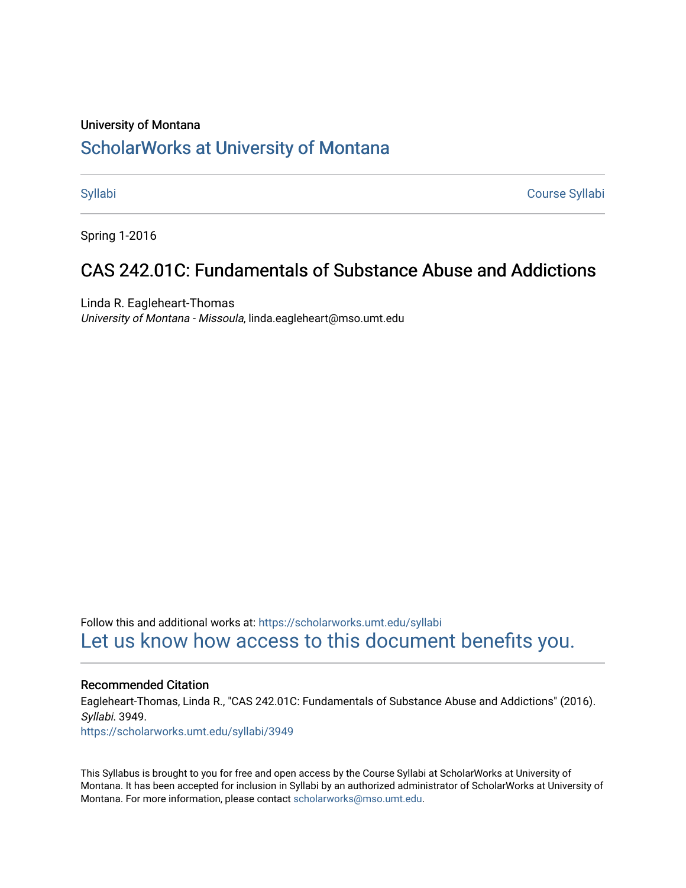University of Montana

# ScholarWorks at University of Montana

Syllabi | Course Syllabi

Spring 1-2016

## CAS 242.01C: Fundamentals of Substance Abuse and Addictions

Linda R. Eagleheart-Thomas
*University of Montana - Missoula*, linda.eagleheart@mso.umt.edu

Follow this and additional works at: https://scholarworks.umt.edu/syllabi
Let us know how access to this document benefits you.

### Recommended Citation

Eagleheart-Thomas, Linda R., "CAS 242.01C: Fundamentals of Substance Abuse and Addictions" (2016). *Syllabi*. 3949.
https://scholarworks.umt.edu/syllabi/3949

This Syllabus is brought to you for free and open access by the Course Syllabi at ScholarWorks at University of Montana. It has been accepted for inclusion in Syllabi by an authorized administrator of ScholarWorks at University of Montana. For more information, please contact scholarworks@mso.umt.edu.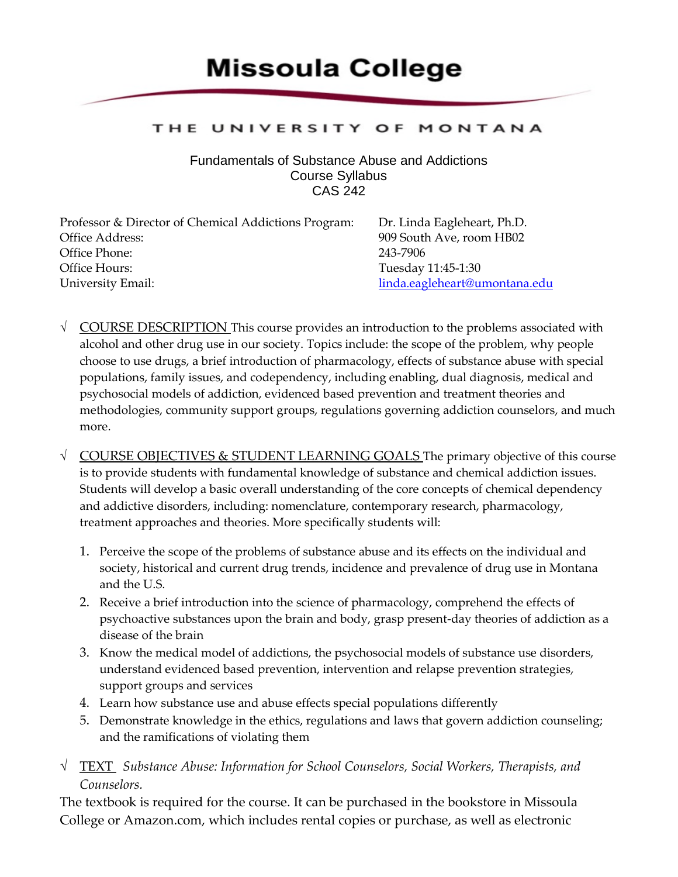# Missoula College

THE UNIVERSITY OF MONTANA

Fundamentals of Substance Abuse and Addictions
Course Syllabus
CAS 242

| | |
|---|---|
| Professor & Director of Chemical Addictions Program: | Dr. Linda Eagleheart, Ph.D. |
| Office Address: | 909 South Ave, room HB02 |
| Office Phone: | 243-7906 |
| Office Hours: | Tuesday 11:45-1:30 |
| University Email: | linda.eagleheart@umontana.edu |

√ COURSE DESCRIPTION This course provides an introduction to the problems associated with alcohol and other drug use in our society. Topics include: the scope of the problem, why people choose to use drugs, a brief introduction of pharmacology, effects of substance abuse with special populations, family issues, and codependency, including enabling, dual diagnosis, medical and psychosocial models of addiction, evidenced based prevention and treatment theories and methodologies, community support groups, regulations governing addiction counselors, and much more.

√ COURSE OBJECTIVES & STUDENT LEARNING GOALS The primary objective of this course is to provide students with fundamental knowledge of substance and chemical addiction issues. Students will develop a basic overall understanding of the core concepts of chemical dependency and addictive disorders, including: nomenclature, contemporary research, pharmacology, treatment approaches and theories. More specifically students will:

1. Perceive the scope of the problems of substance abuse and its effects on the individual and society, historical and current drug trends, incidence and prevalence of drug use in Montana and the U.S.
2. Receive a brief introduction into the science of pharmacology, comprehend the effects of psychoactive substances upon the brain and body, grasp present-day theories of addiction as a disease of the brain
3. Know the medical model of addictions, the psychosocial models of substance use disorders, understand evidenced based prevention, intervention and relapse prevention strategies, support groups and services
4. Learn how substance use and abuse effects special populations differently
5. Demonstrate knowledge in the ethics, regulations and laws that govern addiction counseling; and the ramifications of violating them

√ TEXT *Substance Abuse: Information for School Counselors, Social Workers, Therapists, and Counselors.*

The textbook is required for the course. It can be purchased in the bookstore in Missoula College or Amazon.com, which includes rental copies or purchase, as well as electronic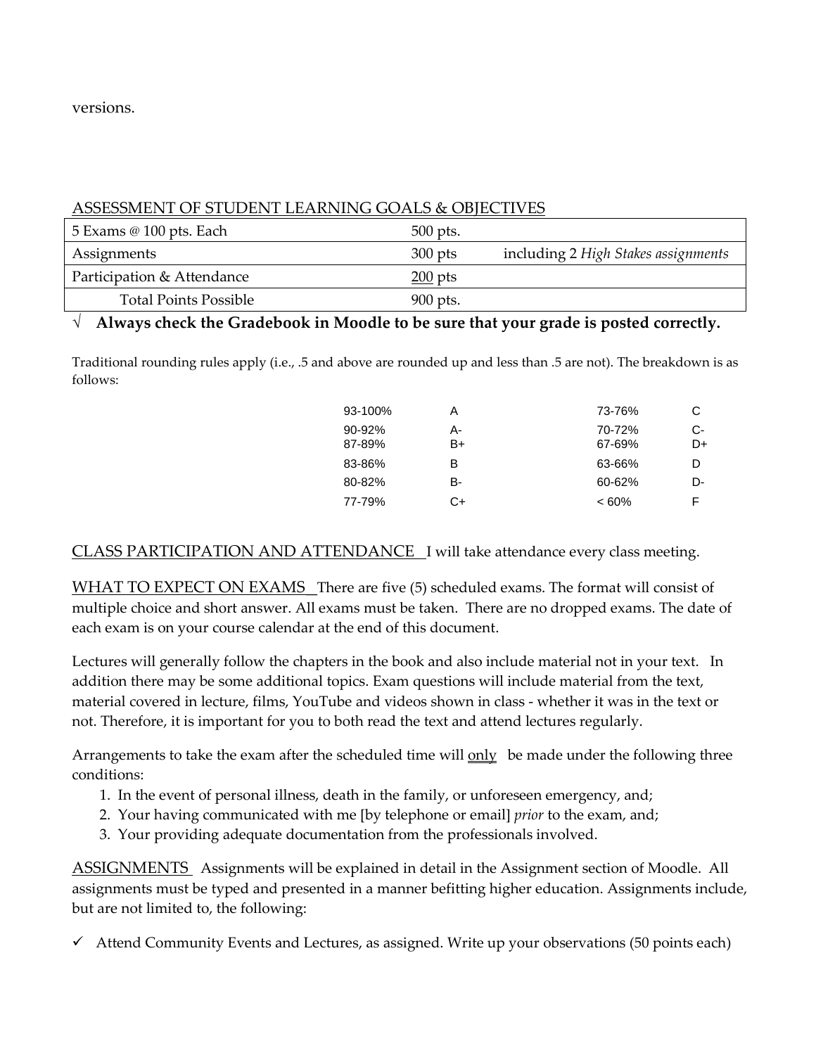versions.

ASSESSMENT OF STUDENT LEARNING GOALS & OBJECTIVES

| 5 Exams @ 100 pts. Each | 500 pts. | |
|---|---|---|
| Assignments | 300 pts | including 2 *High Stakes assignments* |
| Participation & Attendance | 200 pts | |
| Total Points Possible | 900 pts. | |

√ **Always check the Gradebook in Moodle to be sure that your grade is posted correctly.**

Traditional rounding rules apply (i.e., .5 and above are rounded up and less than .5 are not). The breakdown is as follows:

| | | | |
|---|---|---|---|
| 93-100% | A | 73-76% | C |
| 90-92% | A- | 70-72% | C- |
| 87-89% | B+ | 67-69% | D+ |
| 83-86% | B | 63-66% | D |
| 80-82% | B- | 60-62% | D- |
| 77-79% | C+ | < 60% | F |

CLASS PARTICIPATION AND ATTENDANCE I will take attendance every class meeting.

WHAT TO EXPECT ON EXAMS There are five (5) scheduled exams. The format will consist of multiple choice and short answer. All exams must be taken. There are no dropped exams. The date of each exam is on your course calendar at the end of this document.

Lectures will generally follow the chapters in the book and also include material not in your text. In addition there may be some additional topics. Exam questions will include material from the text, material covered in lecture, films, YouTube and videos shown in class - whether it was in the text or not. Therefore, it is important for you to both read the text and attend lectures regularly.

Arrangements to take the exam after the scheduled time will only be made under the following three conditions:

1. In the event of personal illness, death in the family, or unforeseen emergency, and;
2. Your having communicated with me [by telephone or email] *prior* to the exam, and;
3. Your providing adequate documentation from the professionals involved.

ASSIGNMENTS Assignments will be explained in detail in the Assignment section of Moodle. All assignments must be typed and presented in a manner befitting higher education. Assignments include, but are not limited to, the following:

✓ Attend Community Events and Lectures, as assigned. Write up your observations (50 points each)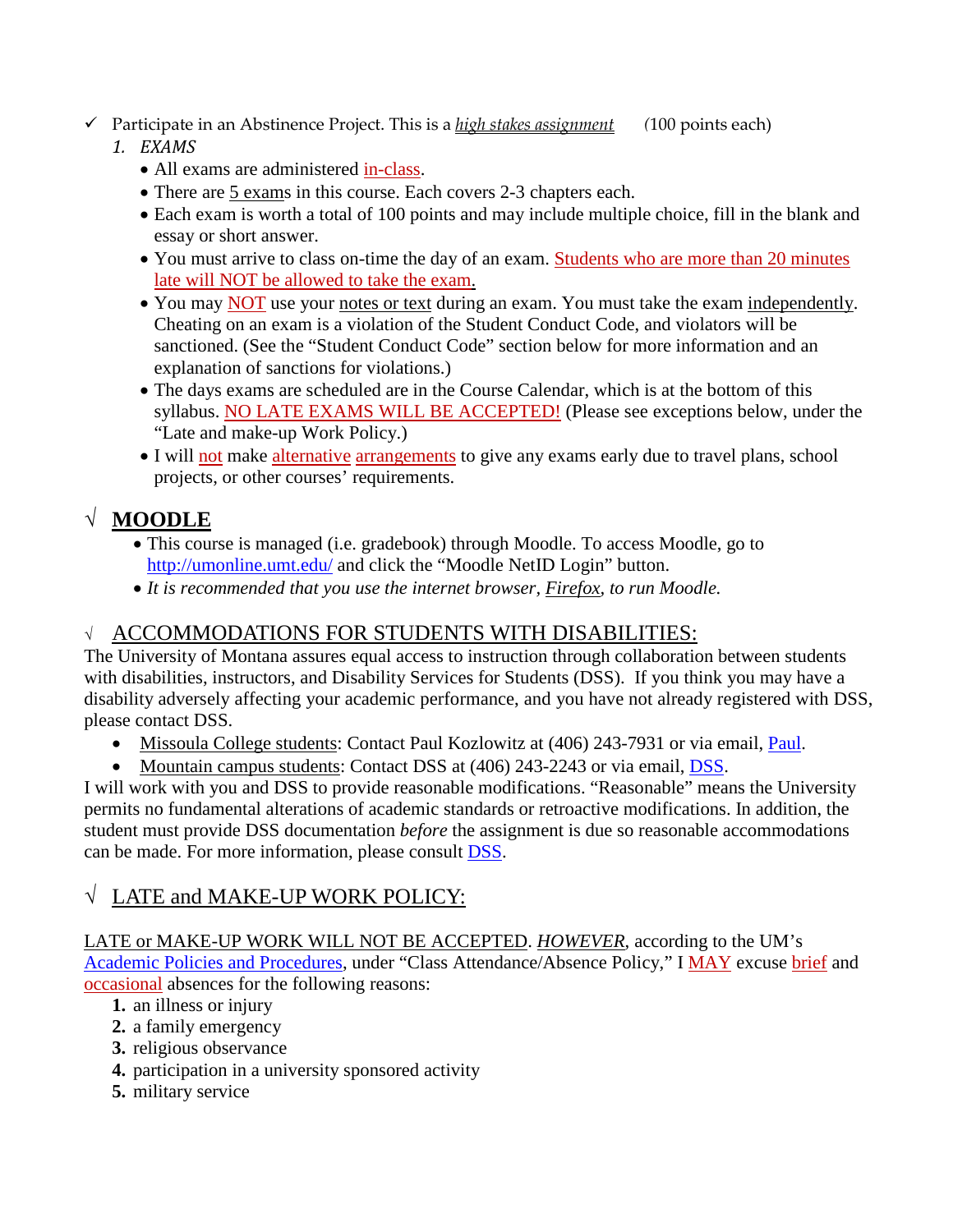- ✓ Participate in an Abstinence Project. This is a *high stakes assignment* (100 points each)

1. *EXAMS*
    - All exams are administered in-class.
    - There are 5 exams in this course. Each covers 2-3 chapters each.
    - Each exam is worth a total of 100 points and may include multiple choice, fill in the blank and essay or short answer.
    - You must arrive to class on-time the day of an exam. Students who are more than 20 minutes late will NOT be allowed to take the exam.
    - You may NOT use your notes or text during an exam. You must take the exam independently. Cheating on an exam is a violation of the Student Conduct Code, and violators will be sanctioned. (See the "Student Conduct Code" section below for more information and an explanation of sanctions for violations.)
    - The days exams are scheduled are in the Course Calendar, which is at the bottom of this syllabus. NO LATE EXAMS WILL BE ACCEPTED! (Please see exceptions below, under the "Late and make-up Work Policy.)
    - I will not make alternative arrangements to give any exams early due to travel plans, school projects, or other courses' requirements.

## √ MOODLE

- This course is managed (i.e. gradebook) through Moodle. To access Moodle, go to http://umonline.umt.edu/ and click the "Moodle NetID Login" button.
- *It is recommended that you use the internet browser, Firefox, to run Moodle.*

## √ ACCOMMODATIONS FOR STUDENTS WITH DISABILITIES:

The University of Montana assures equal access to instruction through collaboration between students with disabilities, instructors, and Disability Services for Students (DSS). If you think you may have a disability adversely affecting your academic performance, and you have not already registered with DSS, please contact DSS.

- Missoula College students: Contact Paul Kozlowitz at (406) 243-7931 or via email, Paul.
- Mountain campus students: Contact DSS at (406) 243-2243 or via email, DSS.

I will work with you and DSS to provide reasonable modifications. "Reasonable" means the University permits no fundamental alterations of academic standards or retroactive modifications. In addition, the student must provide DSS documentation *before* the assignment is due so reasonable accommodations can be made. For more information, please consult DSS.

## √ LATE and MAKE-UP WORK POLICY:

LATE or MAKE-UP WORK WILL NOT BE ACCEPTED. ***HOWEVER***, according to the UM's Academic Policies and Procedures, under "Class Attendance/Absence Policy," I MAY excuse brief and occasional absences for the following reasons:

1. an illness or injury
2. a family emergency
3. religious observance
4. participation in a university sponsored activity
5. military service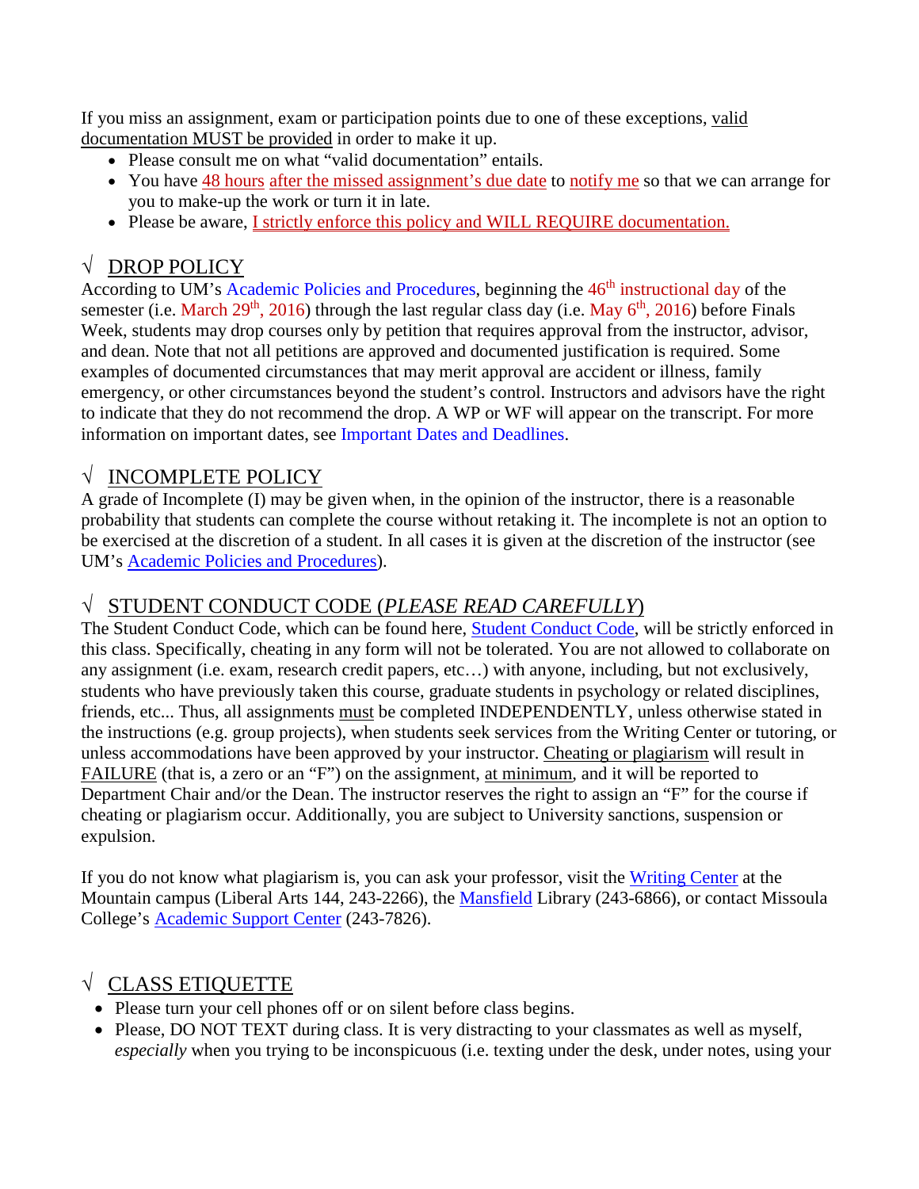If you miss an assignment, exam or participation points due to one of these exceptions, valid documentation MUST be provided in order to make it up.

- Please consult me on what "valid documentation" entails.
- You have 48 hours after the missed assignment's due date to notify me so that we can arrange for you to make-up the work or turn it in late.
- Please be aware, I strictly enforce this policy and WILL REQUIRE documentation.

## √ DROP POLICY

According to UM's Academic Policies and Procedures, beginning the 46th instructional day of the semester (i.e. March 29th, 2016) through the last regular class day (i.e. May 6th, 2016) before Finals Week, students may drop courses only by petition that requires approval from the instructor, advisor, and dean. Note that not all petitions are approved and documented justification is required. Some examples of documented circumstances that may merit approval are accident or illness, family emergency, or other circumstances beyond the student's control. Instructors and advisors have the right to indicate that they do not recommend the drop. A WP or WF will appear on the transcript. For more information on important dates, see Important Dates and Deadlines.

## √ INCOMPLETE POLICY

A grade of Incomplete (I) may be given when, in the opinion of the instructor, there is a reasonable probability that students can complete the course without retaking it. The incomplete is not an option to be exercised at the discretion of a student. In all cases it is given at the discretion of the instructor (see UM's Academic Policies and Procedures).

## √ STUDENT CONDUCT CODE (*PLEASE READ CAREFULLY*)

The Student Conduct Code, which can be found here, Student Conduct Code, will be strictly enforced in this class. Specifically, cheating in any form will not be tolerated. You are not allowed to collaborate on any assignment (i.e. exam, research credit papers, etc…) with anyone, including, but not exclusively, students who have previously taken this course, graduate students in psychology or related disciplines, friends, etc... Thus, all assignments must be completed INDEPENDENTLY, unless otherwise stated in the instructions (e.g. group projects), when students seek services from the Writing Center or tutoring, or unless accommodations have been approved by your instructor. Cheating or plagiarism will result in FAILURE (that is, a zero or an "F") on the assignment, at minimum, and it will be reported to Department Chair and/or the Dean. The instructor reserves the right to assign an "F" for the course if cheating or plagiarism occur. Additionally, you are subject to University sanctions, suspension or expulsion.

If you do not know what plagiarism is, you can ask your professor, visit the Writing Center at the Mountain campus (Liberal Arts 144, 243-2266), the Mansfield Library (243-6866), or contact Missoula College's Academic Support Center (243-7826).

## √ CLASS ETIQUETTE

- Please turn your cell phones off or on silent before class begins.
- Please, DO NOT TEXT during class. It is very distracting to your classmates as well as myself, *especially* when you trying to be inconspicuous (i.e. texting under the desk, under notes, using your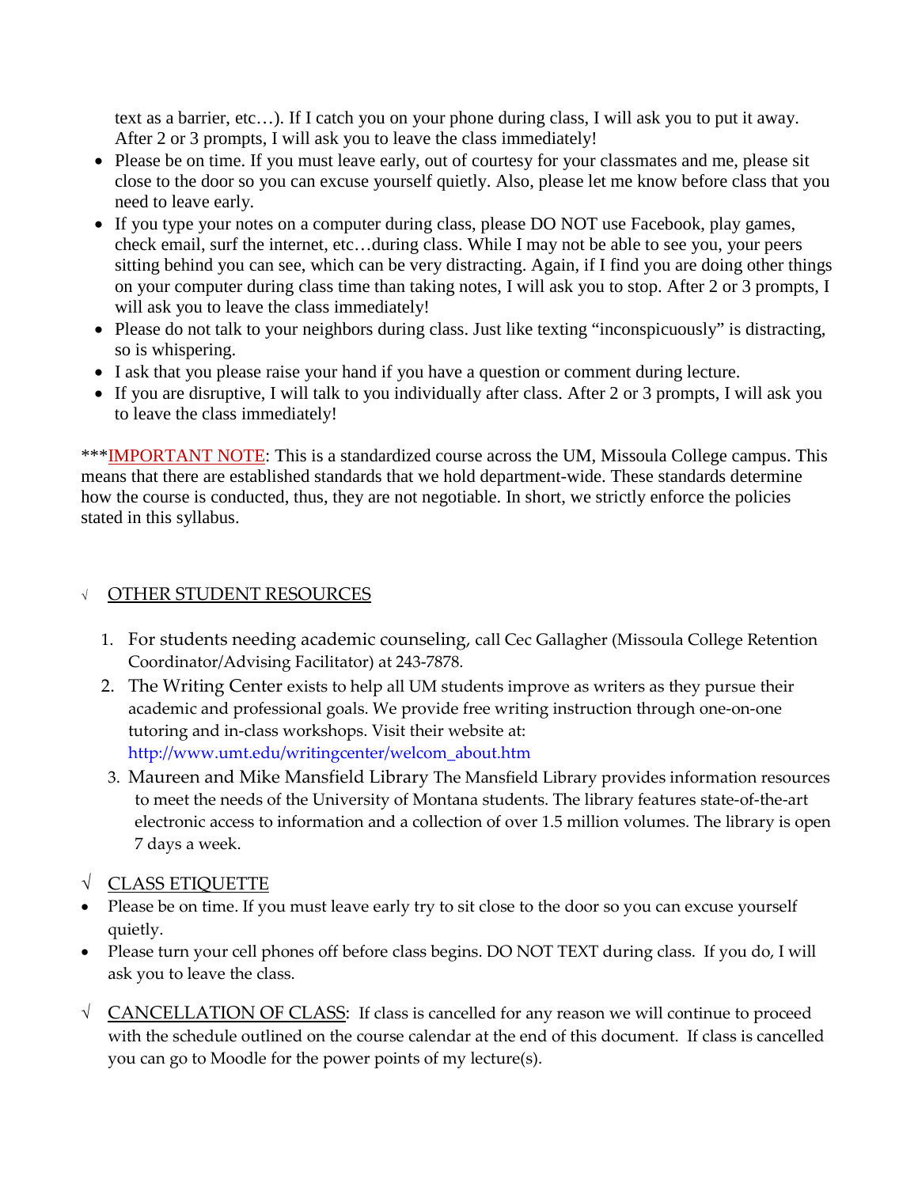text as a barrier, etc…). If I catch you on your phone during class, I will ask you to put it away. After 2 or 3 prompts, I will ask you to leave the class immediately!

- Please be on time. If you must leave early, out of courtesy for your classmates and me, please sit close to the door so you can excuse yourself quietly. Also, please let me know before class that you need to leave early.
- If you type your notes on a computer during class, please DO NOT use Facebook, play games, check email, surf the internet, etc…during class. While I may not be able to see you, your peers sitting behind you can see, which can be very distracting. Again, if I find you are doing other things on your computer during class time than taking notes, I will ask you to stop. After 2 or 3 prompts, I will ask you to leave the class immediately!
- Please do not talk to your neighbors during class. Just like texting "inconspicuously" is distracting, so is whispering.
- I ask that you please raise your hand if you have a question or comment during lecture.
- If you are disruptive, I will talk to you individually after class. After 2 or 3 prompts, I will ask you to leave the class immediately!

***IMPORTANT NOTE: This is a standardized course across the UM, Missoula College campus. This means that there are established standards that we hold department-wide. These standards determine how the course is conducted, thus, they are not negotiable. In short, we strictly enforce the policies stated in this syllabus.

## √ OTHER STUDENT RESOURCES

1. For students needing academic counseling, call Cec Gallagher (Missoula College Retention Coordinator/Advising Facilitator) at 243-7878.
2. The Writing Center exists to help all UM students improve as writers as they pursue their academic and professional goals. We provide free writing instruction through one-on-one tutoring and in-class workshops. Visit their website at: http://www.umt.edu/writingcenter/welcom_about.htm
3. Maureen and Mike Mansfield Library The Mansfield Library provides information resources to meet the needs of the University of Montana students. The library features state-of-the-art electronic access to information and a collection of over 1.5 million volumes. The library is open 7 days a week.

## √ CLASS ETIQUETTE

- Please be on time. If you must leave early try to sit close to the door so you can excuse yourself quietly.
- Please turn your cell phones off before class begins. DO NOT TEXT during class. If you do, I will ask you to leave the class.

√ CANCELLATION OF CLASS: If class is cancelled for any reason we will continue to proceed with the schedule outlined on the course calendar at the end of this document. If class is cancelled you can go to Moodle for the power points of my lecture(s).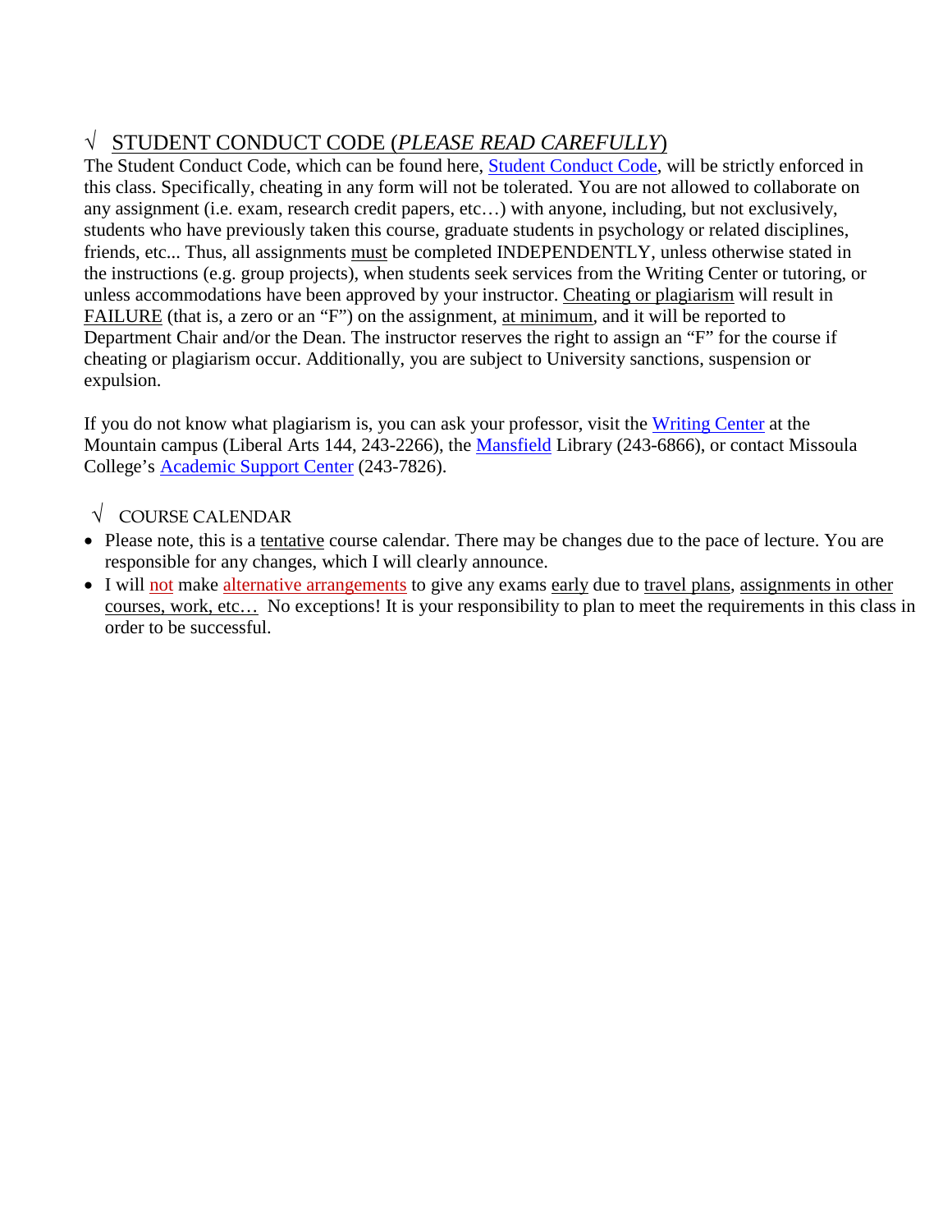## √ STUDENT CONDUCT CODE (*PLEASE READ CAREFULLY*)

The Student Conduct Code, which can be found here, Student Conduct Code, will be strictly enforced in this class. Specifically, cheating in any form will not be tolerated. You are not allowed to collaborate on any assignment (i.e. exam, research credit papers, etc…) with anyone, including, but not exclusively, students who have previously taken this course, graduate students in psychology or related disciplines, friends, etc... Thus, all assignments must be completed INDEPENDENTLY, unless otherwise stated in the instructions (e.g. group projects), when students seek services from the Writing Center or tutoring, or unless accommodations have been approved by your instructor. Cheating or plagiarism will result in FAILURE (that is, a zero or an "F") on the assignment, at minimum, and it will be reported to Department Chair and/or the Dean. The instructor reserves the right to assign an "F" for the course if cheating or plagiarism occur. Additionally, you are subject to University sanctions, suspension or expulsion.

If you do not know what plagiarism is, you can ask your professor, visit the Writing Center at the Mountain campus (Liberal Arts 144, 243-2266), the Mansfield Library (243-6866), or contact Missoula College's Academic Support Center (243-7826).

## √ COURSE CALENDAR

- Please note, this is a tentative course calendar. There may be changes due to the pace of lecture. You are responsible for any changes, which I will clearly announce.
- I will not make alternative arrangements to give any exams early due to travel plans, assignments in other courses, work, etc… No exceptions! It is your responsibility to plan to meet the requirements in this class in order to be successful.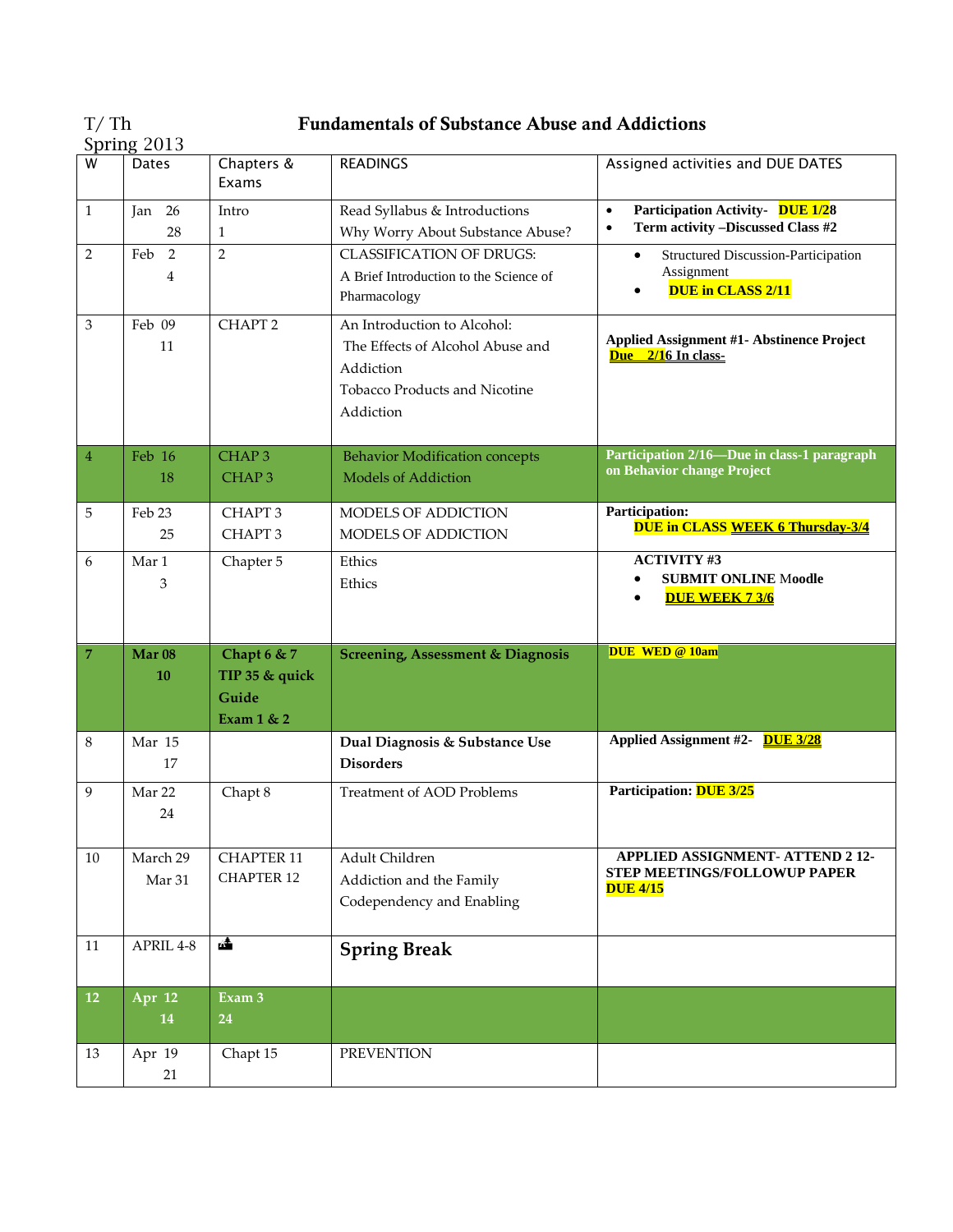T/ Th
Spring 2013

# Fundamentals of Substance Abuse and Addictions

| W | Dates | Chapters & Exams | READINGS | Assigned activities and DUE DATES |
|---|---|---|---|---|
| 1 | Jan 26<br>28 | Intro<br>1 | Read Syllabus & Introductions<br>Why Worry About Substance Abuse? | • **Participation Activity- DUE 1/28**<br>• **Term activity –Discussed Class #2** |
| 2 | Feb 2<br>4 | 2 | CLASSIFICATION OF DRUGS:<br>A Brief Introduction to the Science of Pharmacology | • Structured Discussion-Participation Assignment<br>• **DUE in CLASS 2/11** |
| 3 | Feb 09<br>11 | CHAPT 2 | An Introduction to Alcohol:<br>The Effects of Alcohol Abuse and Addiction<br>Tobacco Products and Nicotine Addiction | **Applied Assignment #1- Abstinence Project**<br>**Due 2/16 In class-** |
| 4 | Feb 16<br>18 | CHAP 3<br>CHAP 3 | Behavior Modification concepts<br>Models of Addiction | **Participation 2/16—Due in class-1 paragraph on Behavior change Project** |
| 5 | Feb 23<br>25 | CHAPT 3<br>CHAPT 3 | MODELS OF ADDICTION<br>MODELS OF ADDICTION | **Participation:**<br>**DUE in CLASS WEEK 6 Thursday-3/4** |
| 6 | Mar 1<br>3 | Chapter 5 | Ethics<br>Ethics | **ACTIVITY #3**<br>• **SUBMIT ONLINE Moodle**<br>• **DUE WEEK 7 3/6** |
| **7** | **Mar 08**<br>**10** | **Chapt 6 & 7**<br>**TIP 35 & quick Guide**<br>**Exam 1 & 2** | **Screening, Assessment & Diagnosis** | **DUE WED @ 10am** |
| 8 | Mar 15<br>17 | | **Dual Diagnosis & Substance Use Disorders** | **Applied Assignment #2- DUE 3/28** |
| 9 | Mar 22<br>24 | Chapt 8 | Treatment of AOD Problems | **Participation: DUE 3/25** |
| 10 | March 29<br>Mar 31 | CHAPTER 11<br>CHAPTER 12 | Adult Children<br>Addiction and the Family<br>Codependency and Enabling | **APPLIED ASSIGNMENT- ATTEND 2 12-STEP MEETINGS/FOLLOWUP PAPER DUE 4/15** |
| 11 | APRIL 4-8 | | **Spring Break** | |
| **12** | **Apr 12**<br>**14** | **Exam 3**<br>**24** | | |
| 13 | Apr 19<br>21 | Chapt 15 | PREVENTION | |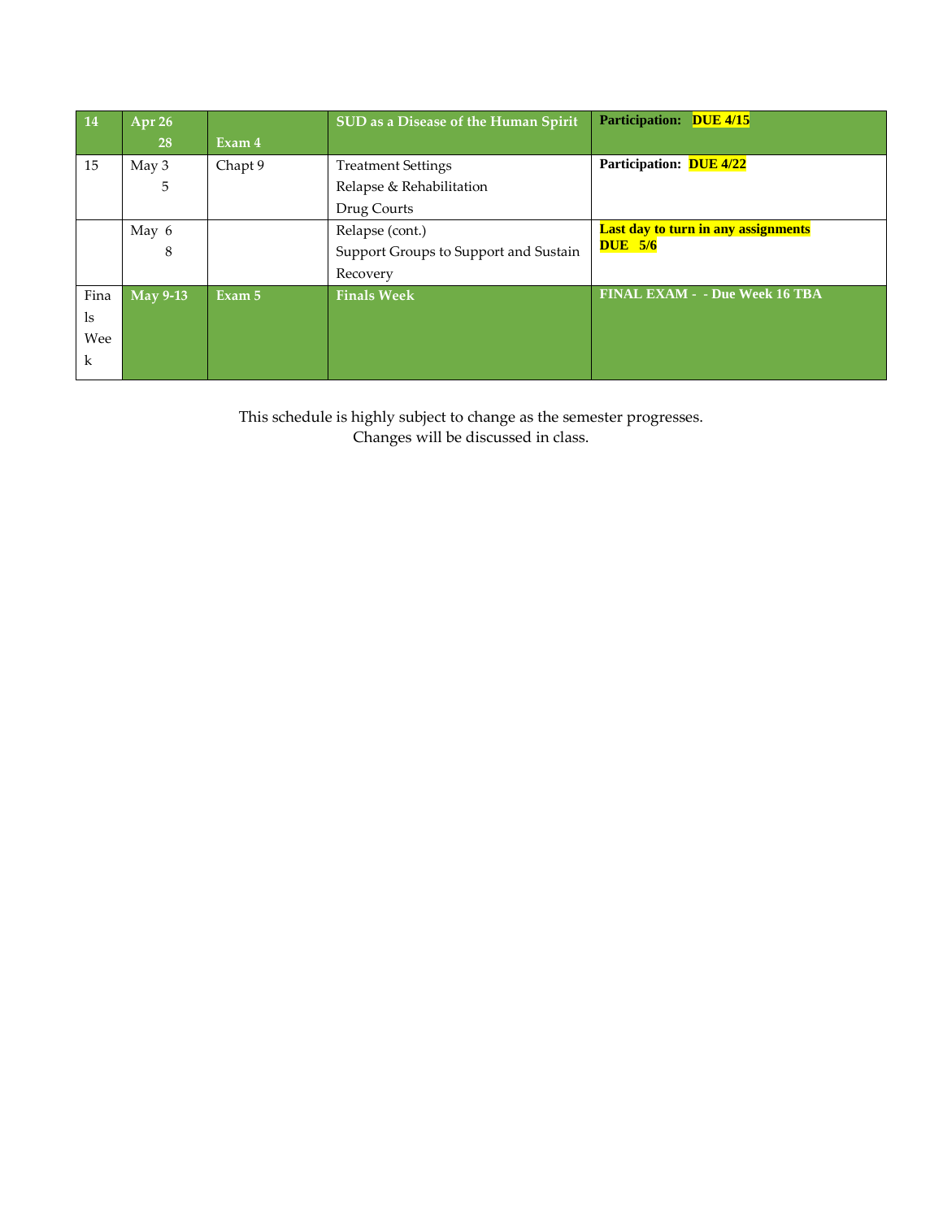| | | | | |
|---|---|---|---|---|
| **14** | **Apr 26 28** | **Exam 4** | **SUD as a Disease of the Human Spirit** | **Participation: DUE 4/15** |
| 15 | May 3 5 | Chapt 9 | Treatment Settings<br>Relapse & Rehabilitation<br>Drug Courts | **Participation: DUE 4/22** |
| | May 6 8 | | Relapse (cont.)<br>Support Groups to Support and Sustain Recovery | **Last day to turn in any assignments DUE 5/6** |
| Finals Week | **May 9-13** | **Exam 5** | **Finals Week** | **FINAL EXAM - - Due Week 16 TBA** |

This schedule is highly subject to change as the semester progresses.
Changes will be discussed in class.